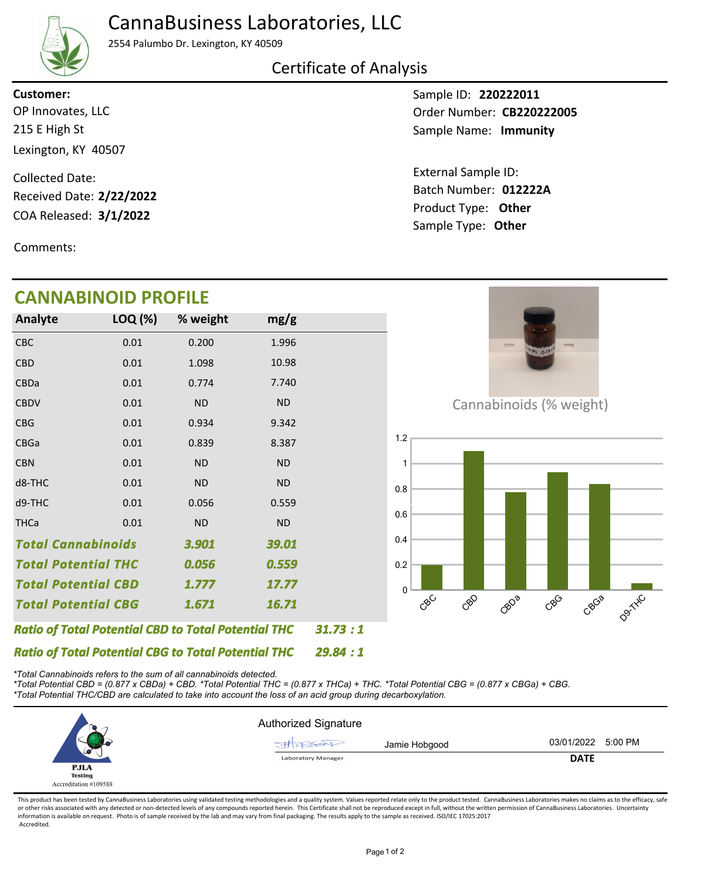# CannaBusiness Laboratories, LLC

2554 Palumbo Dr. Lexington, KY 40509

## Certificate of Analysis

**Customer:**
OP Innovates, LLC
215 E High St
Lexington, KY 40507

Collected Date:
Received Date: **2/22/2022**
COA Released: **3/1/2022**

Comments:

Sample ID: **220222011**
Order Number: **CB220222005**
Sample Name: **Immunity**

External Sample ID:
Batch Number: **012222A**
Product Type: **Other**
Sample Type: **Other**

## CANNABINOID PROFILE

| Analyte | LOQ (%) | % weight | mg/g |
|---|---|---|---|
| CBC | 0.01 | 0.200 | 1.996 |
| CBD | 0.01 | 1.098 | 10.98 |
| CBDa | 0.01 | 0.774 | 7.740 |
| CBDV | 0.01 | ND | ND |
| CBG | 0.01 | 0.934 | 9.342 |
| CBGa | 0.01 | 0.839 | 8.387 |
| CBN | 0.01 | ND | ND |
| d8-THC | 0.01 | ND | ND |
| d9-THC | 0.01 | 0.056 | 0.559 |
| THCa | 0.01 | ND | ND |
| ***Total Cannabinoids*** | | ***3.901*** | ***39.01*** |
| ***Total Potential THC*** | | ***0.056*** | ***0.559*** |
| ***Total Potential CBD*** | | ***1.777*** | ***17.77*** |
| ***Total Potential CBG*** | | ***1.671*** | ***16.71*** |

***Ratio of Total Potential CBD to Total Potential THC 31.73 : 1***

***Ratio of Total Potential CBG to Total Potential THC 29.84 : 1***

Cannabinoids (% weight)

| | CBC | CBD | CBDa | CBG | CBGa | D9-THC |
|---|---|---|---|---|---|---|
| % weight | 0.200 | 1.098 | 0.774 | 0.934 | 0.839 | 0.056 |

*\*Total Cannabinoids refers to the sum of all cannabinoids detected.*
*\*Total Potential CBD = (0.877 x CBDa) + CBD. \*Total Potential THC = (0.877 x THCa) + THC. \*Total Potential CBG = (0.877 x CBGa) + CBG.*
*\*Total Potential THC/CBD are calculated to take into account the loss of an acid group during decarboxylation.*

PJLA Testing
Accreditation #109588

Authorized Signature

Jamie Hobgood — Laboratory Manager — 03/01/2022 5:00 PM

**DATE**

This product has been tested by CannaBusiness Laboratories using validated testing methodologies and a quality system. Values reported relate only to the product tested. CannaBusiness Laboratories makes no claims as to the efficacy, safety or other risks associated with any detected or non-detected levels of any compounds reported herein. This Certificate shall not be reproduced except in full, without the written permission of CannaBusiness Laboratories. Uncertainty information is available on request. Photo is of sample received by the lab and may vary from final packaging. The results apply to the sample as received. ISO/IEC 17025:2017 Accredited.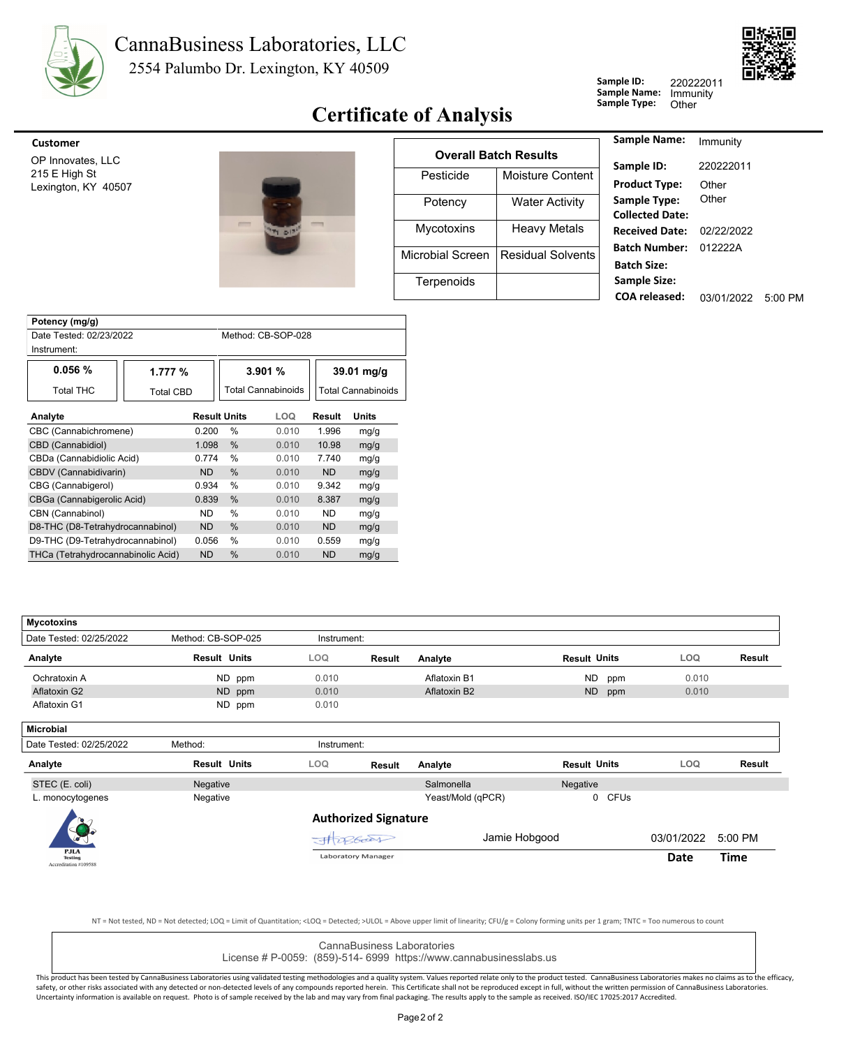# CannaBusiness Laboratories, LLC

2554 Palumbo Dr. Lexington, KY 40509

**Sample ID:** 220222011
**Sample Name:** Immunity
**Sample Type:** Other

## Certificate of Analysis

**Customer**

OP Innovates, LLC
215 E High St
Lexington, KY 40507

| Overall Batch Results | |
|---|---|
| Pesticide | Moisture Content |
| Potency | Water Activity |
| Mycotoxins | Heavy Metals |
| Microbial Screen | Residual Solvents |
| Terpenoids | |

| | |
|---|---|
| **Sample Name:** | Immunity |
| **Sample ID:** | 220222011 |
| **Product Type:** | Other |
| **Sample Type:** | Other |
| **Collected Date:** | |
| **Received Date:** | 02/22/2022 |
| **Batch Number:** | 012222A |
| **Batch Size:** | |
| **Sample Size:** | |
| **COA released:** | 03/01/2022 5:00 PM |

### Potency (mg/g)

Date Tested: 02/23/2022 | Method: CB-SOP-028
Instrument:

| 0.056 % | 1.777 % | 3.901 % | 39.01 mg/g |
|---|---|---|---|
| Total THC | Total CBD | Total Cannabinoids | Total Cannabinoids |

| Analyte | Result | Units | LOQ | Result | Units |
|---|---|---|---|---|---|
| CBC (Cannabichromene) | 0.200 | % | 0.010 | 1.996 | mg/g |
| CBD (Cannabidiol) | 1.098 | % | 0.010 | 10.98 | mg/g |
| CBDa (Cannabidiolic Acid) | 0.774 | % | 0.010 | 7.740 | mg/g |
| CBDV (Cannabidivarin) | ND | % | 0.010 | ND | mg/g |
| CBG (Cannabigerol) | 0.934 | % | 0.010 | 9.342 | mg/g |
| CBGa (Cannabigerolic Acid) | 0.839 | % | 0.010 | 8.387 | mg/g |
| CBN (Cannabinol) | ND | % | 0.010 | ND | mg/g |
| D8-THC (D8-Tetrahydrocannabinol) | ND | % | 0.010 | ND | mg/g |
| D9-THC (D9-Tetrahydrocannabinol) | 0.056 | % | 0.010 | 0.559 | mg/g |
| THCa (Tetrahydrocannabinolic Acid) | ND | % | 0.010 | ND | mg/g |

### Mycotoxins

Date Tested: 02/25/2022 | Method: CB-SOP-025 | Instrument:

| Analyte | Result | Units | LOQ | Result | Analyte | Result | Units | LOQ | Result |
|---|---|---|---|---|---|---|---|---|---|
| Ochratoxin A | ND | ppm | 0.010 | | Aflatoxin B1 | ND | ppm | 0.010 | |
| Aflatoxin G2 | ND | ppm | 0.010 | | Aflatoxin B2 | ND | ppm | 0.010 | |
| Aflatoxin G1 | ND | ppm | 0.010 | | | | | | |

### Microbial

Date Tested: 02/25/2022 | Method: | Instrument:

| Analyte | Result | Units | LOQ | Result | Analyte | Result | Units | LOQ | Result |
|---|---|---|---|---|---|---|---|---|---|
| STEC (E. coli) | Negative | | | | Salmonella | Negative | | | |
| L. monocytogenes | Negative | | | | Yeast/Mold (qPCR) | 0 | CFUs | | |

PJLA Testing Accreditation #109588

**Authorized Signature**

Jamie Hobgood — Laboratory Manager

| Date | Time |
|---|---|
| 03/01/2022 | 5:00 PM |

NT = Not tested, ND = Not detected; LOQ = Limit of Quantitation; <LOQ = Detected; >ULOL = Above upper limit of linearity; CFU/g = Colony forming units per 1 gram; TNTC = Too numerous to count

CannaBusiness Laboratories
License # P-0059: (859)-514- 6999 https://www.cannabusinesslabs.us

This product has been tested by CannaBusiness Laboratories using validated testing methodologies and a quality system. Values reported relate only to the product tested. CannaBusiness Laboratories makes no claims as to the efficacy, safety, or other risks associated with any detected or non-detected levels of any compounds reported herein. This Certificate shall not be reproduced except in full, without the written permission of CannaBusiness Laboratories. Uncertainty information is available on request. Photo is of sample received by the lab and may vary from final packaging. The results apply to the sample as received. ISO/IEC 17025:2017 Accredited.